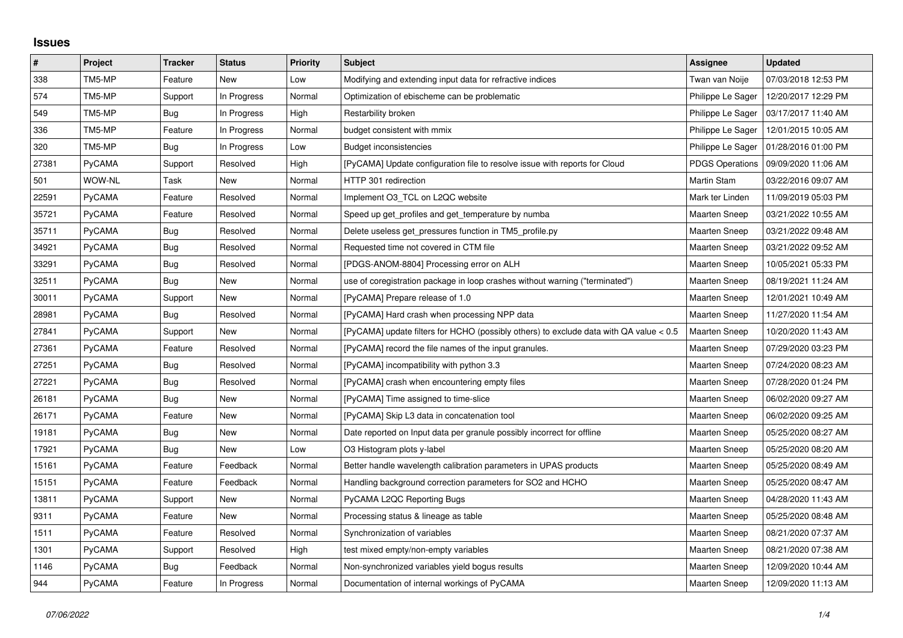# Issues

| # | Project | Tracker | Status | Priority | Subject | Assignee | Updated |
|---|---|---|---|---|---|---|---|
| 338 | TM5-MP | Feature | New | Low | Modifying and extending input data for refractive indices | Twan van Noije | 07/03/2018 12:53 PM |
| 574 | TM5-MP | Support | In Progress | Normal | Optimization of ebischeme can be problematic | Philippe Le Sager | 12/20/2017 12:29 PM |
| 549 | TM5-MP | Bug | In Progress | High | Restarbility broken | Philippe Le Sager | 03/17/2017 11:40 AM |
| 336 | TM5-MP | Feature | In Progress | Normal | budget consistent with mmix | Philippe Le Sager | 12/01/2015 10:05 AM |
| 320 | TM5-MP | Bug | In Progress | Low | Budget inconsistencies | Philippe Le Sager | 01/28/2016 01:00 PM |
| 27381 | PyCAMA | Support | Resolved | High | [PyCAMA] Update configuration file to resolve issue with reports for Cloud | PDGS Operations | 09/09/2020 11:06 AM |
| 501 | WOW-NL | Task | New | Normal | HTTP 301 redirection | Martin Stam | 03/22/2016 09:07 AM |
| 22591 | PyCAMA | Feature | Resolved | Normal | Implement O3_TCL on L2QC website | Mark ter Linden | 11/09/2019 05:03 PM |
| 35721 | PyCAMA | Feature | Resolved | Normal | Speed up get_profiles and get_temperature by numba | Maarten Sneep | 03/21/2022 10:55 AM |
| 35711 | PyCAMA | Bug | Resolved | Normal | Delete useless get_pressures function in TM5_profile.py | Maarten Sneep | 03/21/2022 09:48 AM |
| 34921 | PyCAMA | Bug | Resolved | Normal | Requested time not covered in CTM file | Maarten Sneep | 03/21/2022 09:52 AM |
| 33291 | PyCAMA | Bug | Resolved | Normal | [PDGS-ANOM-8804] Processing error on ALH | Maarten Sneep | 10/05/2021 05:33 PM |
| 32511 | PyCAMA | Bug | New | Normal | use of coregistration package in loop crashes without warning ("terminated") | Maarten Sneep | 08/19/2021 11:24 AM |
| 30011 | PyCAMA | Support | New | Normal | [PyCAMA] Prepare release of 1.0 | Maarten Sneep | 12/01/2021 10:49 AM |
| 28981 | PyCAMA | Bug | Resolved | Normal | [PyCAMA] Hard crash when processing NPP data | Maarten Sneep | 11/27/2020 11:54 AM |
| 27841 | PyCAMA | Support | New | Normal | [PyCAMA] update filters for HCHO (possibly others) to exclude data with QA value < 0.5 | Maarten Sneep | 10/20/2020 11:43 AM |
| 27361 | PyCAMA | Feature | Resolved | Normal | [PyCAMA] record the file names of the input granules. | Maarten Sneep | 07/29/2020 03:23 PM |
| 27251 | PyCAMA | Bug | Resolved | Normal | [PyCAMA] incompatibility with python 3.3 | Maarten Sneep | 07/24/2020 08:23 AM |
| 27221 | PyCAMA | Bug | Resolved | Normal | [PyCAMA] crash when encountering empty files | Maarten Sneep | 07/28/2020 01:24 PM |
| 26181 | PyCAMA | Bug | New | Normal | [PyCAMA] Time assigned to time-slice | Maarten Sneep | 06/02/2020 09:27 AM |
| 26171 | PyCAMA | Feature | New | Normal | [PyCAMA] Skip L3 data in concatenation tool | Maarten Sneep | 06/02/2020 09:25 AM |
| 19181 | PyCAMA | Bug | New | Normal | Date reported on Input data per granule possibly incorrect for offline | Maarten Sneep | 05/25/2020 08:27 AM |
| 17921 | PyCAMA | Bug | New | Low | O3 Histogram plots y-label | Maarten Sneep | 05/25/2020 08:20 AM |
| 15161 | PyCAMA | Feature | Feedback | Normal | Better handle wavelength calibration parameters in UPAS products | Maarten Sneep | 05/25/2020 08:49 AM |
| 15151 | PyCAMA | Feature | Feedback | Normal | Handling background correction parameters for SO2 and HCHO | Maarten Sneep | 05/25/2020 08:47 AM |
| 13811 | PyCAMA | Support | New | Normal | PyCAMA L2QC Reporting Bugs | Maarten Sneep | 04/28/2020 11:43 AM |
| 9311 | PyCAMA | Feature | New | Normal | Processing status & lineage as table | Maarten Sneep | 05/25/2020 08:48 AM |
| 1511 | PyCAMA | Feature | Resolved | Normal | Synchronization of variables | Maarten Sneep | 08/21/2020 07:37 AM |
| 1301 | PyCAMA | Support | Resolved | High | test mixed empty/non-empty variables | Maarten Sneep | 08/21/2020 07:38 AM |
| 1146 | PyCAMA | Bug | Feedback | Normal | Non-synchronized variables yield bogus results | Maarten Sneep | 12/09/2020 10:44 AM |
| 944 | PyCAMA | Feature | In Progress | Normal | Documentation of internal workings of PyCAMA | Maarten Sneep | 12/09/2020 11:13 AM |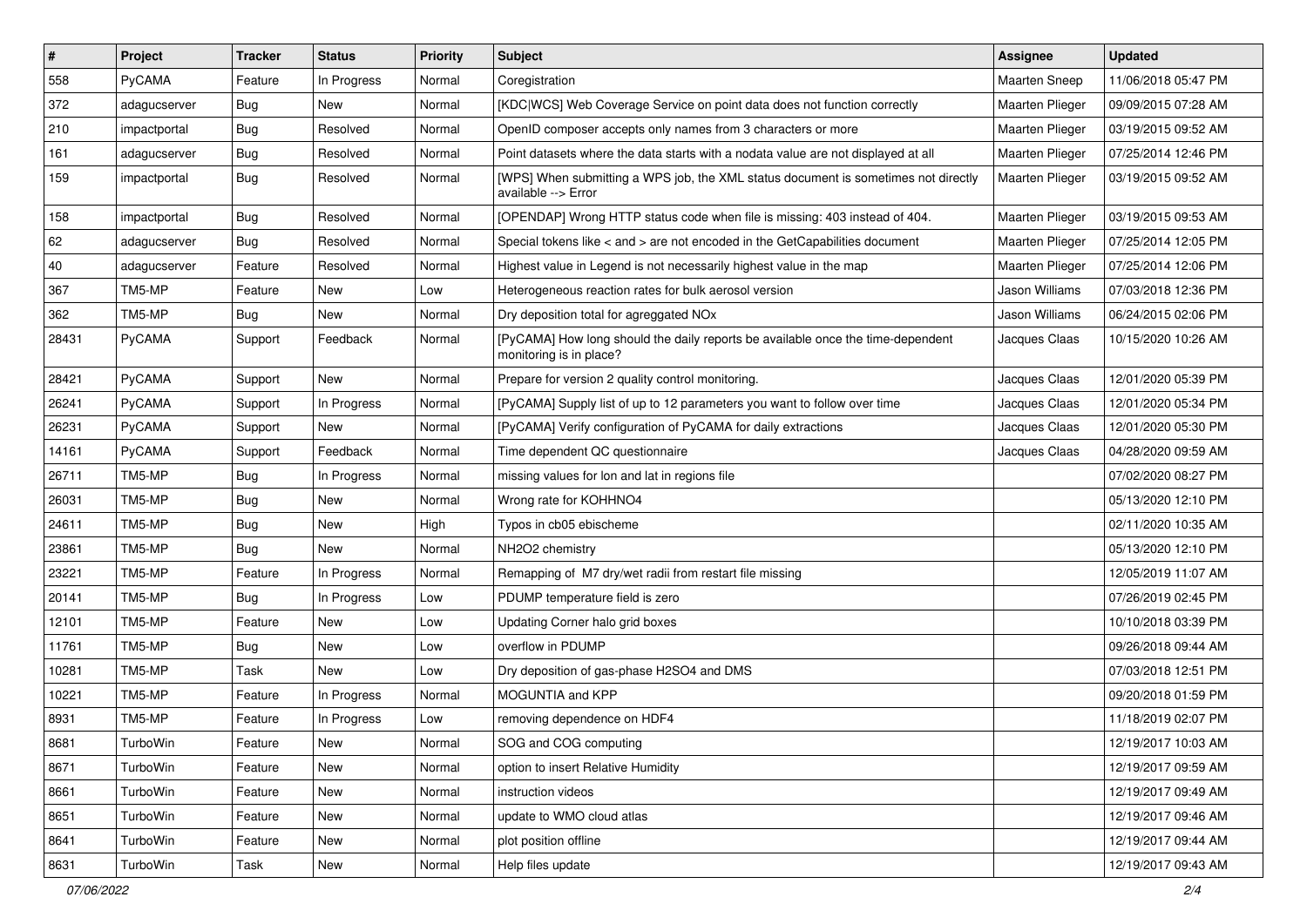| # | Project | Tracker | Status | Priority | Subject | Assignee | Updated |
|---|---|---|---|---|---|---|---|
| 558 | PyCAMA | Feature | In Progress | Normal | Coregistration | Maarten Sneep | 11/06/2018 05:47 PM |
| 372 | adagucserver | Bug | New | Normal | [KDC\|WCS] Web Coverage Service on point data does not function correctly | Maarten Plieger | 09/09/2015 07:28 AM |
| 210 | impactportal | Bug | Resolved | Normal | OpenID composer accepts only names from 3 characters or more | Maarten Plieger | 03/19/2015 09:52 AM |
| 161 | adagucserver | Bug | Resolved | Normal | Point datasets where the data starts with a nodata value are not displayed at all | Maarten Plieger | 07/25/2014 12:46 PM |
| 159 | impactportal | Bug | Resolved | Normal | [WPS] When submitting a WPS job, the XML status document is sometimes not directly available --> Error | Maarten Plieger | 03/19/2015 09:52 AM |
| 158 | impactportal | Bug | Resolved | Normal | [OPENDAP] Wrong HTTP status code when file is missing: 403 instead of 404. | Maarten Plieger | 03/19/2015 09:53 AM |
| 62 | adagucserver | Bug | Resolved | Normal | Special tokens like < and > are not encoded in the GetCapabilities document | Maarten Plieger | 07/25/2014 12:05 PM |
| 40 | adagucserver | Feature | Resolved | Normal | Highest value in Legend is not necessarily highest value in the map | Maarten Plieger | 07/25/2014 12:06 PM |
| 367 | TM5-MP | Feature | New | Low | Heterogeneous reaction rates for bulk aerosol version | Jason Williams | 07/03/2018 12:36 PM |
| 362 | TM5-MP | Bug | New | Normal | Dry deposition total for agreggated NOx | Jason Williams | 06/24/2015 02:06 PM |
| 28431 | PyCAMA | Support | Feedback | Normal | [PyCAMA] How long should the daily reports be available once the time-dependent monitoring is in place? | Jacques Claas | 10/15/2020 10:26 AM |
| 28421 | PyCAMA | Support | New | Normal | Prepare for version 2 quality control monitoring. | Jacques Claas | 12/01/2020 05:39 PM |
| 26241 | PyCAMA | Support | In Progress | Normal | [PyCAMA] Supply list of up to 12 parameters you want to follow over time | Jacques Claas | 12/01/2020 05:34 PM |
| 26231 | PyCAMA | Support | New | Normal | [PyCAMA] Verify configuration of PyCAMA for daily extractions | Jacques Claas | 12/01/2020 05:30 PM |
| 14161 | PyCAMA | Support | Feedback | Normal | Time dependent QC questionnaire | Jacques Claas | 04/28/2020 09:59 AM |
| 26711 | TM5-MP | Bug | In Progress | Normal | missing values for lon and lat in regions file | | 07/02/2020 08:27 PM |
| 26031 | TM5-MP | Bug | New | Normal | Wrong rate for KOHHNO4 | | 05/13/2020 12:10 PM |
| 24611 | TM5-MP | Bug | New | High | Typos in cb05 ebischeme | | 02/11/2020 10:35 AM |
| 23861 | TM5-MP | Bug | New | Normal | NH2O2 chemistry | | 05/13/2020 12:10 PM |
| 23221 | TM5-MP | Feature | In Progress | Normal | Remapping of M7 dry/wet radii from restart file missing | | 12/05/2019 11:07 AM |
| 20141 | TM5-MP | Bug | In Progress | Low | PDUMP temperature field is zero | | 07/26/2019 02:45 PM |
| 12101 | TM5-MP | Feature | New | Low | Updating Corner halo grid boxes | | 10/10/2018 03:39 PM |
| 11761 | TM5-MP | Bug | New | Low | overflow in PDUMP | | 09/26/2018 09:44 AM |
| 10281 | TM5-MP | Task | New | Low | Dry deposition of gas-phase H2SO4 and DMS | | 07/03/2018 12:51 PM |
| 10221 | TM5-MP | Feature | In Progress | Normal | MOGUNTIA and KPP | | 09/20/2018 01:59 PM |
| 8931 | TM5-MP | Feature | In Progress | Low | removing dependence on HDF4 | | 11/18/2019 02:07 PM |
| 8681 | TurboWin | Feature | New | Normal | SOG and COG computing | | 12/19/2017 10:03 AM |
| 8671 | TurboWin | Feature | New | Normal | option to insert Relative Humidity | | 12/19/2017 09:59 AM |
| 8661 | TurboWin | Feature | New | Normal | instruction videos | | 12/19/2017 09:49 AM |
| 8651 | TurboWin | Feature | New | Normal | update to WMO cloud atlas | | 12/19/2017 09:46 AM |
| 8641 | TurboWin | Feature | New | Normal | plot position offline | | 12/19/2017 09:44 AM |
| 8631 | TurboWin | Task | New | Normal | Help files update | | 12/19/2017 09:43 AM |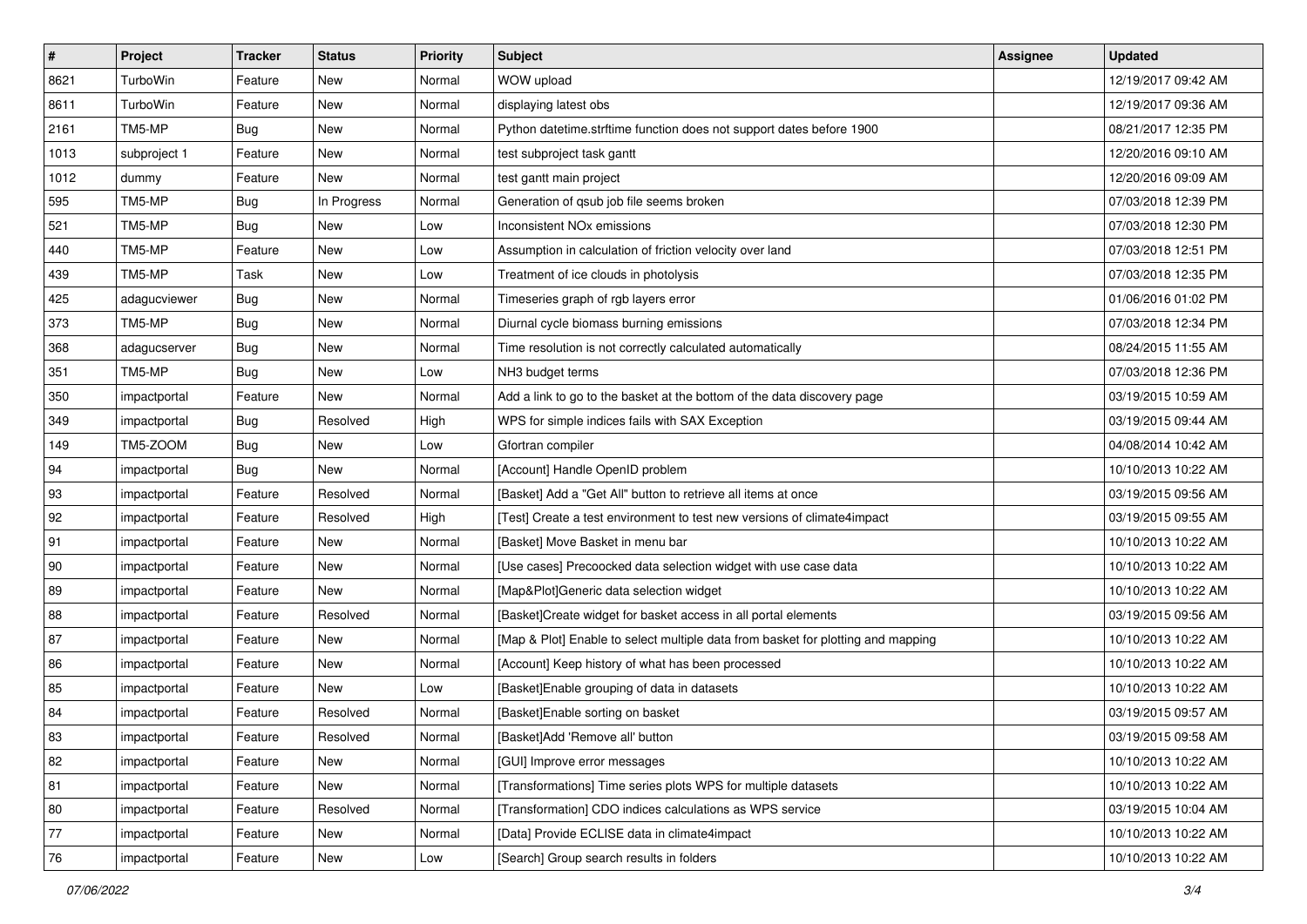| # | Project | Tracker | Status | Priority | Subject | Assignee | Updated |
|---|---|---|---|---|---|---|---|
| 8621 | TurboWin | Feature | New | Normal | WOW upload | | 12/19/2017 09:42 AM |
| 8611 | TurboWin | Feature | New | Normal | displaying latest obs | | 12/19/2017 09:36 AM |
| 2161 | TM5-MP | Bug | New | Normal | Python datetime.strftime function does not support dates before 1900 | | 08/21/2017 12:35 PM |
| 1013 | subproject 1 | Feature | New | Normal | test subproject task gantt | | 12/20/2016 09:10 AM |
| 1012 | dummy | Feature | New | Normal | test gantt main project | | 12/20/2016 09:09 AM |
| 595 | TM5-MP | Bug | In Progress | Normal | Generation of qsub job file seems broken | | 07/03/2018 12:39 PM |
| 521 | TM5-MP | Bug | New | Low | Inconsistent NOx emissions | | 07/03/2018 12:30 PM |
| 440 | TM5-MP | Feature | New | Low | Assumption in calculation of friction velocity over land | | 07/03/2018 12:51 PM |
| 439 | TM5-MP | Task | New | Low | Treatment of ice clouds in photolysis | | 07/03/2018 12:35 PM |
| 425 | adagucviewer | Bug | New | Normal | Timeseries graph of rgb layers error | | 01/06/2016 01:02 PM |
| 373 | TM5-MP | Bug | New | Normal | Diurnal cycle biomass burning emissions | | 07/03/2018 12:34 PM |
| 368 | adagucserver | Bug | New | Normal | Time resolution is not correctly calculated automatically | | 08/24/2015 11:55 AM |
| 351 | TM5-MP | Bug | New | Low | NH3 budget terms | | 07/03/2018 12:36 PM |
| 350 | impactportal | Feature | New | Normal | Add a link to go to the basket at the bottom of the data discovery page | | 03/19/2015 10:59 AM |
| 349 | impactportal | Bug | Resolved | High | WPS for simple indices fails with SAX Exception | | 03/19/2015 09:44 AM |
| 149 | TM5-ZOOM | Bug | New | Low | Gfortran compiler | | 04/08/2014 10:42 AM |
| 94 | impactportal | Bug | New | Normal | [Account] Handle OpenID problem | | 10/10/2013 10:22 AM |
| 93 | impactportal | Feature | Resolved | Normal | [Basket] Add a "Get All" button to retrieve all items at once | | 03/19/2015 09:56 AM |
| 92 | impactportal | Feature | Resolved | High | [Test] Create a test environment to test new versions of climate4impact | | 03/19/2015 09:55 AM |
| 91 | impactportal | Feature | New | Normal | [Basket] Move Basket in menu bar | | 10/10/2013 10:22 AM |
| 90 | impactportal | Feature | New | Normal | [Use cases] Precoocked data selection widget with use case data | | 10/10/2013 10:22 AM |
| 89 | impactportal | Feature | New | Normal | [Map&Plot]Generic data selection widget | | 10/10/2013 10:22 AM |
| 88 | impactportal | Feature | Resolved | Normal | [Basket]Create widget for basket access in all portal elements | | 03/19/2015 09:56 AM |
| 87 | impactportal | Feature | New | Normal | [Map & Plot] Enable to select multiple data from basket for plotting and mapping | | 10/10/2013 10:22 AM |
| 86 | impactportal | Feature | New | Normal | [Account] Keep history of what has been processed | | 10/10/2013 10:22 AM |
| 85 | impactportal | Feature | New | Low | [Basket]Enable grouping of data in datasets | | 10/10/2013 10:22 AM |
| 84 | impactportal | Feature | Resolved | Normal | [Basket]Enable sorting on basket | | 03/19/2015 09:57 AM |
| 83 | impactportal | Feature | Resolved | Normal | [Basket]Add 'Remove all' button | | 03/19/2015 09:58 AM |
| 82 | impactportal | Feature | New | Normal | [GUI] Improve error messages | | 10/10/2013 10:22 AM |
| 81 | impactportal | Feature | New | Normal | [Transformations] Time series plots WPS for multiple datasets | | 10/10/2013 10:22 AM |
| 80 | impactportal | Feature | Resolved | Normal | [Transformation] CDO indices calculations as WPS service | | 03/19/2015 10:04 AM |
| 77 | impactportal | Feature | New | Normal | [Data] Provide ECLISE data in climate4impact | | 10/10/2013 10:22 AM |
| 76 | impactportal | Feature | New | Low | [Search] Group search results in folders | | 10/10/2013 10:22 AM |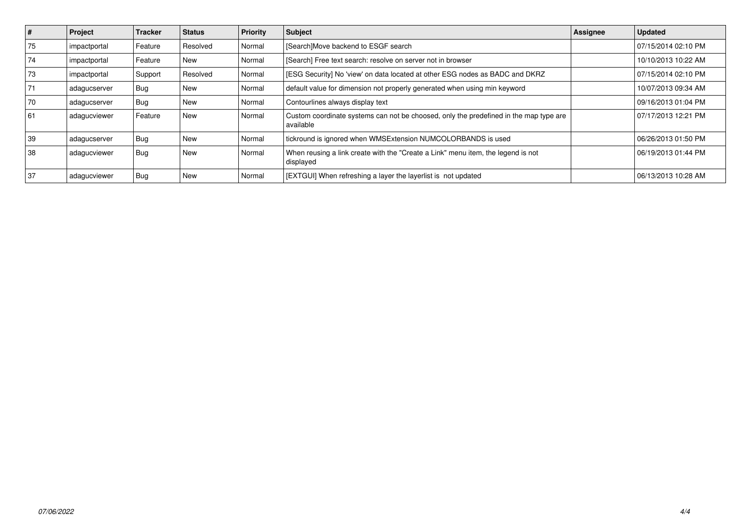| # | Project | Tracker | Status | Priority | Subject | Assignee | Updated |
|---|---|---|---|---|---|---|---|
| 75 | impactportal | Feature | Resolved | Normal | [Search]Move backend to ESGF search | | 07/15/2014 02:10 PM |
| 74 | impactportal | Feature | New | Normal | [Search] Free text search: resolve on server not in browser | | 10/10/2013 10:22 AM |
| 73 | impactportal | Support | Resolved | Normal | [ESG Security] No 'view' on data located at other ESG nodes as BADC and DKRZ | | 07/15/2014 02:10 PM |
| 71 | adagucserver | Bug | New | Normal | default value for dimension not properly generated when using min keyword | | 10/07/2013 09:34 AM |
| 70 | adagucserver | Bug | New | Normal | Contourlines always display text | | 09/16/2013 01:04 PM |
| 61 | adagucviewer | Feature | New | Normal | Custom coordinate systems can not be choosed, only the predefined in the map type are available | | 07/17/2013 12:21 PM |
| 39 | adagucserver | Bug | New | Normal | tickround is ignored when WMSExtension NUMCOLORBANDS is used | | 06/26/2013 01:50 PM |
| 38 | adagucviewer | Bug | New | Normal | When reusing a link create with the "Create a Link" menu item, the legend is not displayed | | 06/19/2013 01:44 PM |
| 37 | adagucviewer | Bug | New | Normal | [EXTGUI] When refreshing a layer the layerlist is not updated | | 06/13/2013 10:28 AM |